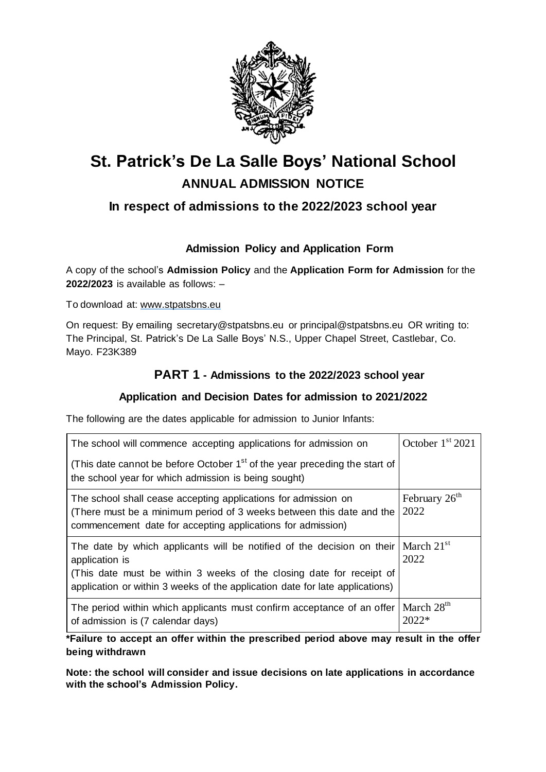# St. Patrick's De La Salle Boys' National School

## ANNUAL ADMISSION NOTICE

### In respect of admissions to the 2022/2023 school year

#### Admission Policy and Application Form

A copy of the school's **Admission Policy** and the **Application Form for Admission** for the **2022/2023** is available as follows: –

To download at: www.stpatsbns.eu

On request: By emailing secretary@stpatsbns.eu or principal@stpatsbns.eu OR writing to: The Principal, St. Patrick's De La Salle Boys' N.S., Upper Chapel Street, Castlebar, Co. Mayo. F23K389

## PART 1 - Admissions to the 2022/2023 school year

### Application and Decision Dates for admission to 2021/2022

The following are the dates applicable for admission to Junior Infants:

| | |
|---|---|
| The school will commence accepting applications for admission on<br><br>(This date cannot be before October 1st of the year preceding the start of the school year for which admission is being sought) | October 1st 2021 |
| The school shall cease accepting applications for admission on (There must be a minimum period of 3 weeks between this date and the commencement date for accepting applications for admission) | February 26th 2022 |
| The date by which applicants will be notified of the decision on their application is<br>(This date must be within 3 weeks of the closing date for receipt of application or within 3 weeks of the application date for late applications) | March 21st 2022 |
| The period within which applicants must confirm acceptance of an offer of admission is (7 calendar days) | March 28th 2022* |

**\*Failure to accept an offer within the prescribed period above may result in the offer being withdrawn**

**Note: the school will consider and issue decisions on late applications in accordance with the school's Admission Policy.**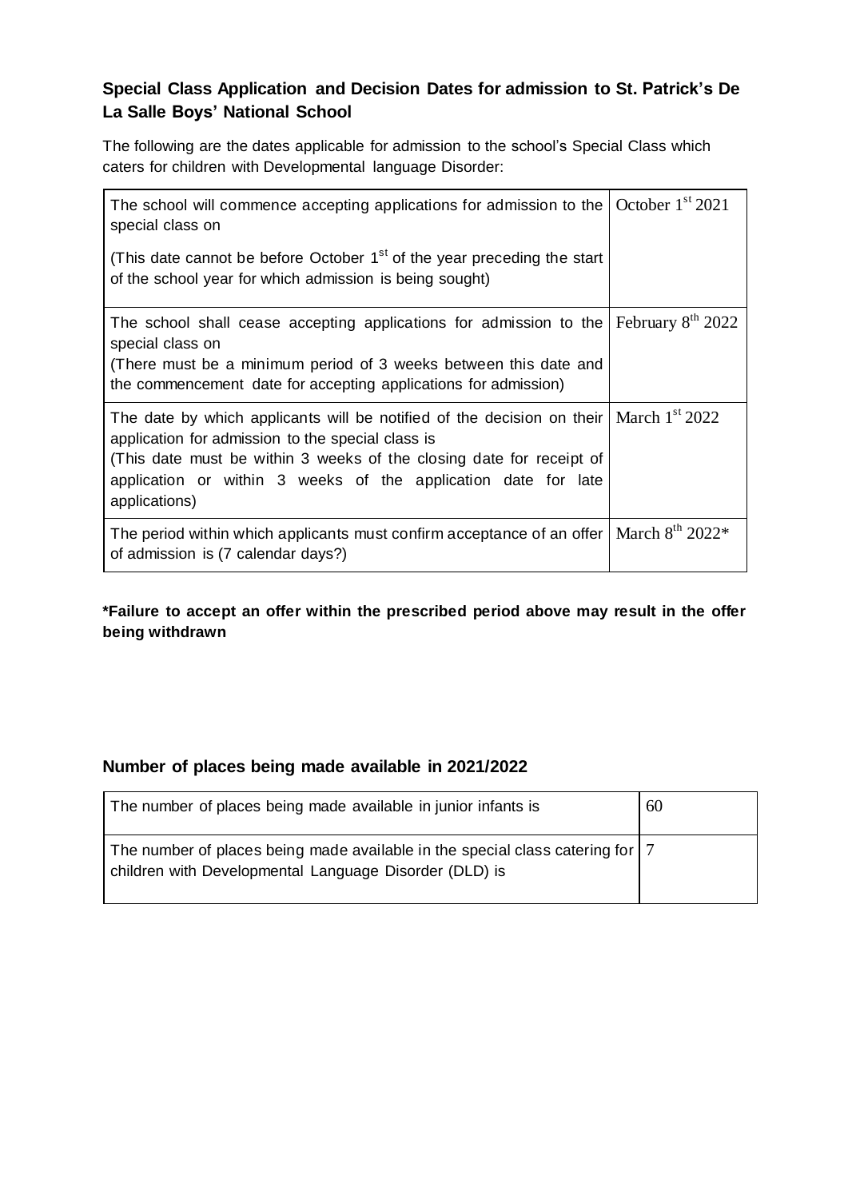## Special Class Application and Decision Dates for admission to St. Patrick's De La Salle Boys' National School

The following are the dates applicable for admission to the school's Special Class which caters for children with Developmental language Disorder:

| | |
|---|---|
| The school will commence accepting applications for admission to the special class on<br><br>(This date cannot be before October 1st of the year preceding the start of the school year for which admission is being sought) | October 1st 2021 |
| The school shall cease accepting applications for admission to the special class on<br>(There must be a minimum period of 3 weeks between this date and the commencement date for accepting applications for admission) | February 8th 2022 |
| The date by which applicants will be notified of the decision on their application for admission to the special class is<br>(This date must be within 3 weeks of the closing date for receipt of application or within 3 weeks of the application date for late applications) | March 1st 2022 |
| The period within which applicants must confirm acceptance of an offer of admission is (7 calendar days?) | March 8th 2022* |

**\*Failure to accept an offer within the prescribed period above may result in the offer being withdrawn**

## Number of places being made available in 2021/2022

| | |
|---|---|
| The number of places being made available in junior infants is | 60 |
| The number of places being made available in the special class catering for children with Developmental Language Disorder (DLD) is | 7 |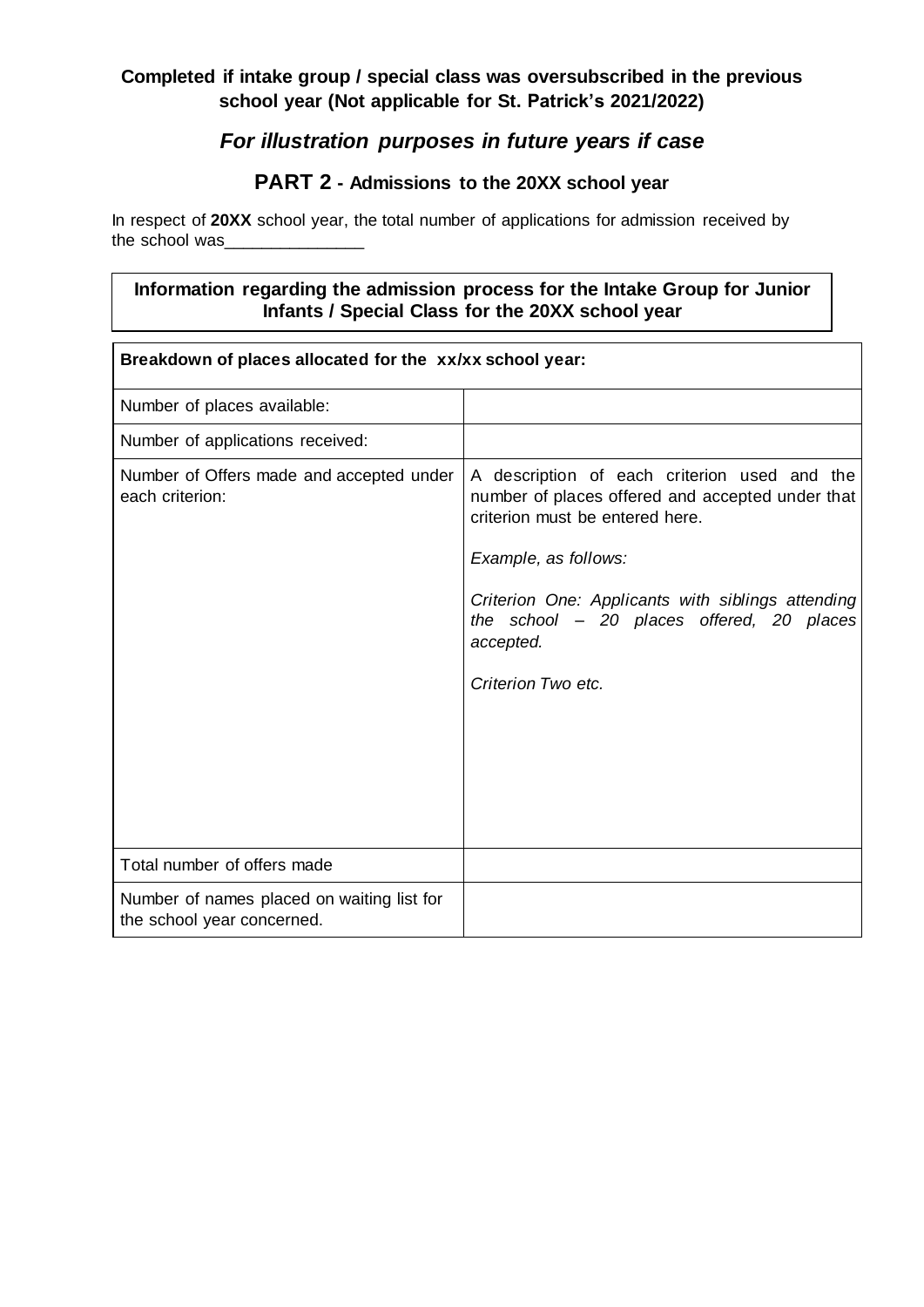**Completed if intake group / special class was oversubscribed in the previous school year (Not applicable for St. Patrick's 2021/2022)**

## *For illustration purposes in future years if case*

## PART 2 - Admissions to the 20XX school year

In respect of **20XX** school year, the total number of applications for admission received by the school was_______________

**Information regarding the admission process for the Intake Group for Junior Infants / Special Class for the 20XX school year**

| **Breakdown of places allocated for the xx/xx school year:** | |
|---|---|
| Number of places available: | |
| Number of applications received: | |
| Number of Offers made and accepted under each criterion: | A description of each criterion used and the number of places offered and accepted under that criterion must be entered here.<br><br>*Example, as follows:*<br><br>*Criterion One: Applicants with siblings attending the school – 20 places offered, 20 places accepted.*<br><br>*Criterion Two etc.* |
| Total number of offers made | |
| Number of names placed on waiting list for the school year concerned. | |